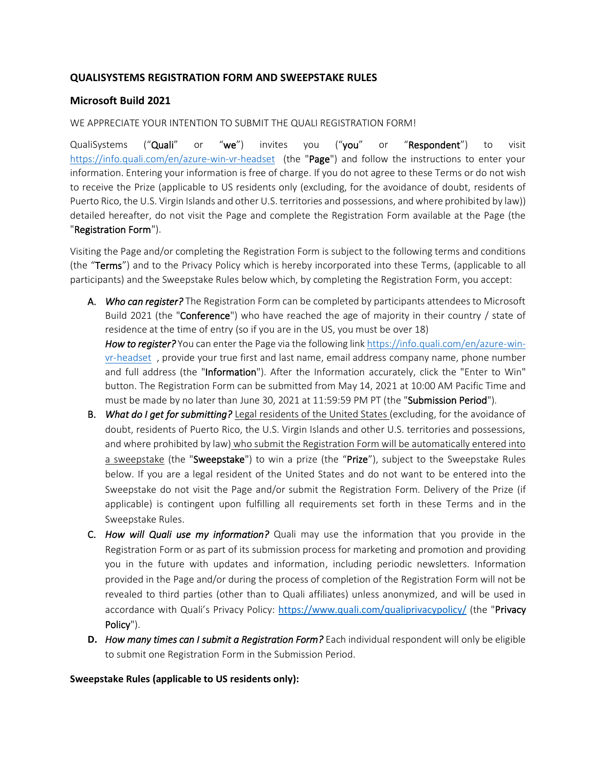### QUALISYSTEMS REGISTRATION FORM AND SWEEPSTAKE RULES

### Microsoft Build 2021

WE APPRECIATE YOUR INTENTION TO SUBMIT THE QUALI REGISTRATION FORM!

QualiSystems ("**Quali**" or "**we**") invites you ("**you**" or "**Respondent**") to visit https://info.quali.com/en/azure-win-vr-headset (the "**Page**") and follow the instructions to enter your information. Entering your information is free of charge. If you do not agree to these Terms or do not wish to receive the Prize (applicable to US residents only (excluding, for the avoidance of doubt, residents of Puerto Rico, the U.S. Virgin Islands and other U.S. territories and possessions, and where prohibited by law)) detailed hereafter, do not visit the Page and complete the Registration Form available at the Page (the "**Registration Form**").

Visiting the Page and/or completing the Registration Form is subject to the following terms and conditions (the "**Terms**") and to the Privacy Policy which is hereby incorporated into these Terms, (applicable to all participants) and the Sweepstake Rules below which, by completing the Registration Form, you accept:

A. ***Who can register?*** The Registration Form can be completed by participants attendees to Microsoft Build 2021 (the "**Conference**") who have reached the age of majority in their country / state of residence at the time of entry (so if you are in the US, you must be over 18)
***How to register?*** You can enter the Page via the following link https://info.quali.com/en/azure-win-vr-headset , provide your true first and last name, email address company name, phone number and full address (the "**Information**"). After the Information accurately, click the "Enter to Win" button. The Registration Form can be submitted from May 14, 2021 at 10:00 AM Pacific Time and must be made by no later than June 30, 2021 at 11:59:59 PM PT (the "**Submission Period**").

B. ***What do I get for submitting?*** <u>Legal residents of the United States</u> (excluding, for the avoidance of doubt, residents of Puerto Rico, the U.S. Virgin Islands and other U.S. territories and possessions, and where prohibited by law) <u>who submit the Registration Form will be automatically entered into a sweepstake</u> (the "**Sweepstake**") to win a prize (the "**Prize**"), subject to the Sweepstake Rules below. If you are a legal resident of the United States and do not want to be entered into the Sweepstake do not visit the Page and/or submit the Registration Form. Delivery of the Prize (if applicable) is contingent upon fulfilling all requirements set forth in these Terms and in the Sweepstake Rules.

C. ***How will Quali use my information?*** Quali may use the information that you provide in the Registration Form or as part of its submission process for marketing and promotion and providing you in the future with updates and information, including periodic newsletters. Information provided in the Page and/or during the process of completion of the Registration Form will not be revealed to third parties (other than to Quali affiliates) unless anonymized, and will be used in accordance with Quali's Privacy Policy: https://www.quali.com/qualiprivacypolicy/ (the "**Privacy Policy**").

D. ***How many times can I submit a Registration Form?*** Each individual respondent will only be eligible to submit one Registration Form in the Submission Period.

**Sweepstake Rules (applicable to US residents only):**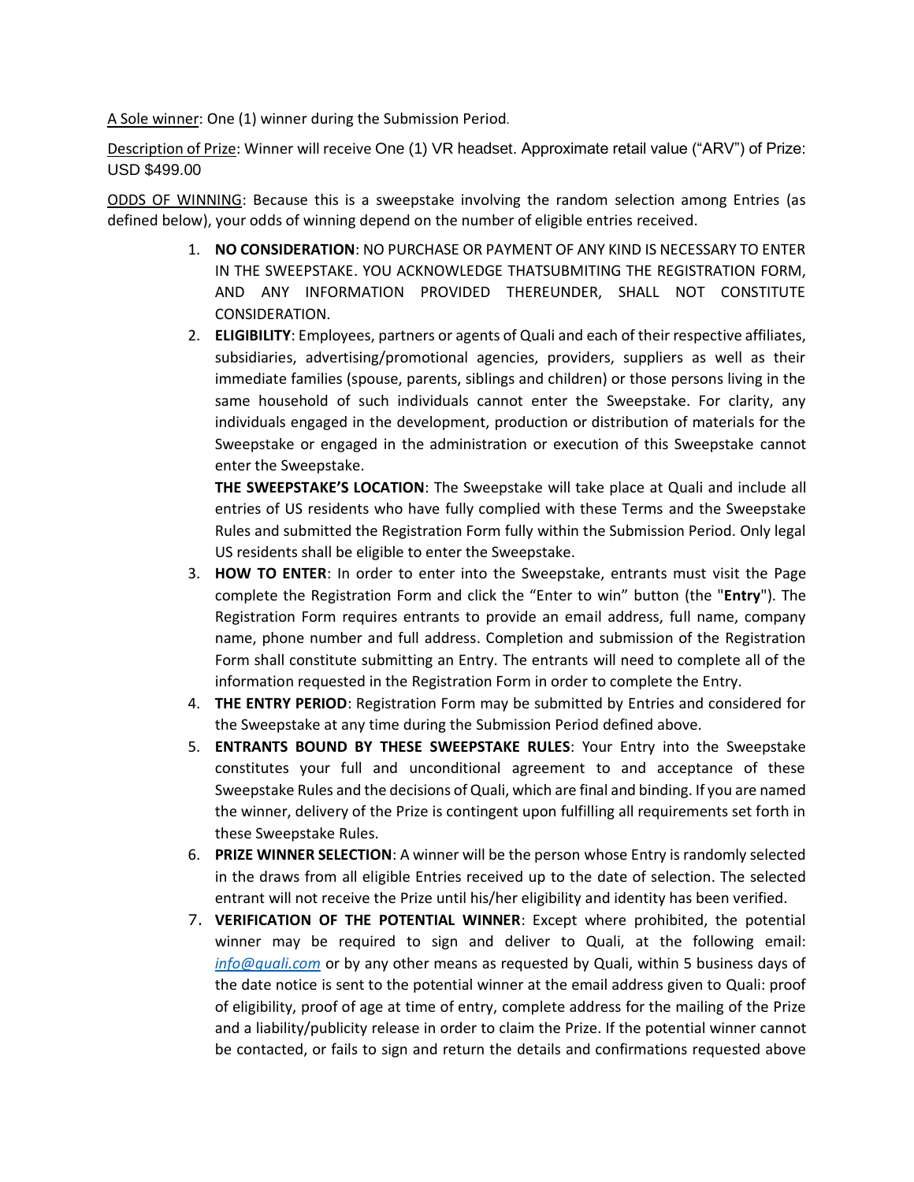<u>A Sole winner</u>: One (1) winner during the Submission Period.

<u>Description of Prize</u>: Winner will receive One (1) VR headset. Approximate retail value ("ARV") of Prize: USD $499.00

<u>ODDS OF WINNING</u>: Because this is a sweepstake involving the random selection among Entries (as defined below), your odds of winning depend on the number of eligible entries received.

1. **NO CONSIDERATION**: NO PURCHASE OR PAYMENT OF ANY KIND IS NECESSARY TO ENTER IN THE SWEEPSTAKE. YOU ACKNOWLEDGE THATSUBMITING THE REGISTRATION FORM, AND ANY INFORMATION PROVIDED THEREUNDER, SHALL NOT CONSTITUTE CONSIDERATION.
2. **ELIGIBILITY**: Employees, partners or agents of Quali and each of their respective affiliates, subsidiaries, advertising/promotional agencies, providers, suppliers as well as their immediate families (spouse, parents, siblings and children) or those persons living in the same household of such individuals cannot enter the Sweepstake. For clarity, any individuals engaged in the development, production or distribution of materials for the Sweepstake or engaged in the administration or execution of this Sweepstake cannot enter the Sweepstake.

   **THE SWEEPSTAKE'S LOCATION**: The Sweepstake will take place at Quali and include all entries of US residents who have fully complied with these Terms and the Sweepstake Rules and submitted the Registration Form fully within the Submission Period. Only legal US residents shall be eligible to enter the Sweepstake.
3. **HOW TO ENTER**: In order to enter into the Sweepstake, entrants must visit the Page complete the Registration Form and click the "Enter to win" button (the "**Entry**"). The Registration Form requires entrants to provide an email address, full name, company name, phone number and full address. Completion and submission of the Registration Form shall constitute submitting an Entry. The entrants will need to complete all of the information requested in the Registration Form in order to complete the Entry.
4. **THE ENTRY PERIOD**: Registration Form may be submitted by Entries and considered for the Sweepstake at any time during the Submission Period defined above.
5. **ENTRANTS BOUND BY THESE SWEEPSTAKE RULES**: Your Entry into the Sweepstake constitutes your full and unconditional agreement to and acceptance of these Sweepstake Rules and the decisions of Quali, which are final and binding. If you are named the winner, delivery of the Prize is contingent upon fulfilling all requirements set forth in these Sweepstake Rules.
6. **PRIZE WINNER SELECTION**: A winner will be the person whose Entry is randomly selected in the draws from all eligible Entries received up to the date of selection. The selected entrant will not receive the Prize until his/her eligibility and identity has been verified.
7. **VERIFICATION OF THE POTENTIAL WINNER**: Except where prohibited, the potential winner may be required to sign and deliver to Quali, at the following email: *info@quali.com* or by any other means as requested by Quali, within 5 business days of the date notice is sent to the potential winner at the email address given to Quali: proof of eligibility, proof of age at time of entry, complete address for the mailing of the Prize and a liability/publicity release in order to claim the Prize. If the potential winner cannot be contacted, or fails to sign and return the details and confirmations requested above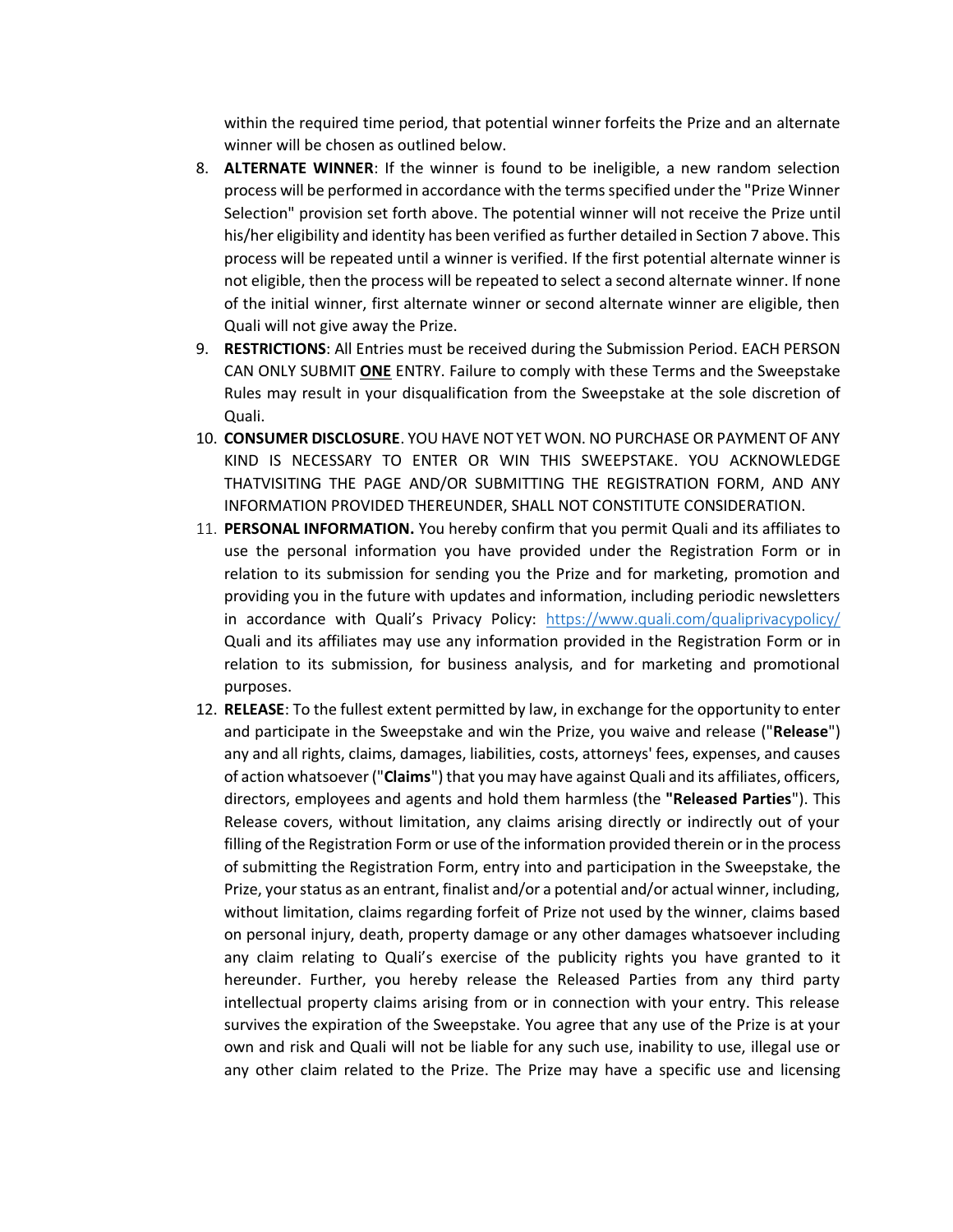within the required time period, that potential winner forfeits the Prize and an alternate winner will be chosen as outlined below.

8. **ALTERNATE WINNER**: If the winner is found to be ineligible, a new random selection process will be performed in accordance with the terms specified under the "Prize Winner Selection" provision set forth above. The potential winner will not receive the Prize until his/her eligibility and identity has been verified as further detailed in Section 7 above. This process will be repeated until a winner is verified. If the first potential alternate winner is not eligible, then the process will be repeated to select a second alternate winner. If none of the initial winner, first alternate winner or second alternate winner are eligible, then Quali will not give away the Prize.
9. **RESTRICTIONS**: All Entries must be received during the Submission Period. EACH PERSON CAN ONLY SUBMIT **ONE** ENTRY. Failure to comply with these Terms and the Sweepstake Rules may result in your disqualification from the Sweepstake at the sole discretion of Quali.
10. **CONSUMER DISCLOSURE**. YOU HAVE NOT YET WON. NO PURCHASE OR PAYMENT OF ANY KIND IS NECESSARY TO ENTER OR WIN THIS SWEEPSTAKE. YOU ACKNOWLEDGE THATVISITING THE PAGE AND/OR SUBMITTING THE REGISTRATION FORM, AND ANY INFORMATION PROVIDED THEREUNDER, SHALL NOT CONSTITUTE CONSIDERATION.
11. **PERSONAL INFORMATION.** You hereby confirm that you permit Quali and its affiliates to use the personal information you have provided under the Registration Form or in relation to its submission for sending you the Prize and for marketing, promotion and providing you in the future with updates and information, including periodic newsletters in accordance with Quali's Privacy Policy: https://www.quali.com/qualiprivacypolicy/ Quali and its affiliates may use any information provided in the Registration Form or in relation to its submission, for business analysis, and for marketing and promotional purposes.
12. **RELEASE**: To the fullest extent permitted by law, in exchange for the opportunity to enter and participate in the Sweepstake and win the Prize, you waive and release ("**Release**") any and all rights, claims, damages, liabilities, costs, attorneys' fees, expenses, and causes of action whatsoever ("**Claims**") that you may have against Quali and its affiliates, officers, directors, employees and agents and hold them harmless (the **"Released Parties**"). This Release covers, without limitation, any claims arising directly or indirectly out of your filling of the Registration Form or use of the information provided therein or in the process of submitting the Registration Form, entry into and participation in the Sweepstake, the Prize, your status as an entrant, finalist and/or a potential and/or actual winner, including, without limitation, claims regarding forfeit of Prize not used by the winner, claims based on personal injury, death, property damage or any other damages whatsoever including any claim relating to Quali's exercise of the publicity rights you have granted to it hereunder. Further, you hereby release the Released Parties from any third party intellectual property claims arising from or in connection with your entry. This release survives the expiration of the Sweepstake. You agree that any use of the Prize is at your own and risk and Quali will not be liable for any such use, inability to use, illegal use or any other claim related to the Prize. The Prize may have a specific use and licensing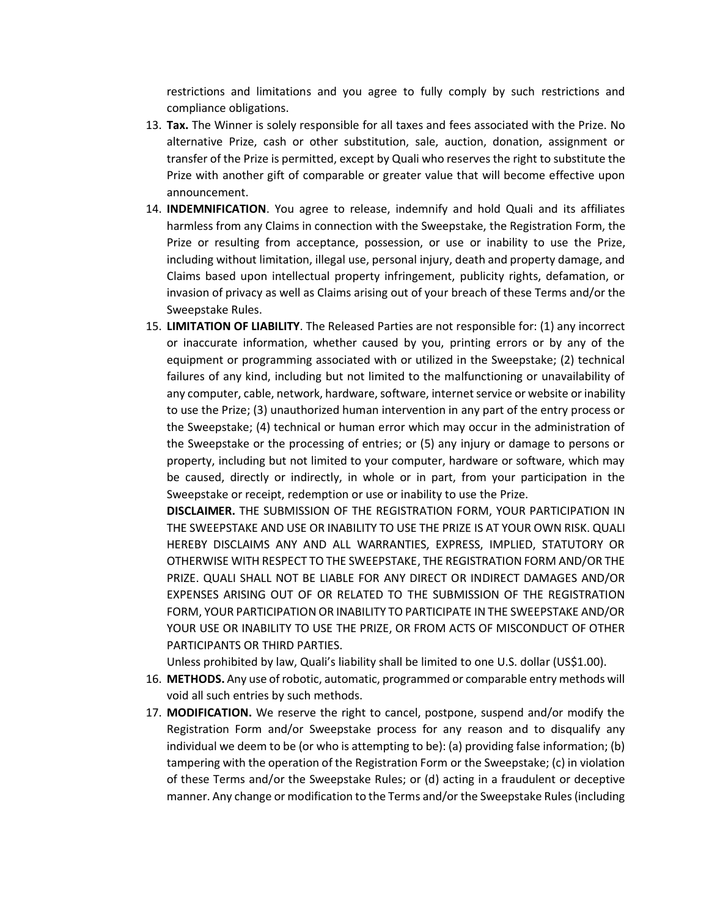restrictions and limitations and you agree to fully comply by such restrictions and compliance obligations.

13. **Tax.** The Winner is solely responsible for all taxes and fees associated with the Prize. No alternative Prize, cash or other substitution, sale, auction, donation, assignment or transfer of the Prize is permitted, except by Quali who reserves the right to substitute the Prize with another gift of comparable or greater value that will become effective upon announcement.
14. **INDEMNIFICATION**. You agree to release, indemnify and hold Quali and its affiliates harmless from any Claims in connection with the Sweepstake, the Registration Form, the Prize or resulting from acceptance, possession, or use or inability to use the Prize, including without limitation, illegal use, personal injury, death and property damage, and Claims based upon intellectual property infringement, publicity rights, defamation, or invasion of privacy as well as Claims arising out of your breach of these Terms and/or the Sweepstake Rules.
15. **LIMITATION OF LIABILITY**. The Released Parties are not responsible for: (1) any incorrect or inaccurate information, whether caused by you, printing errors or by any of the equipment or programming associated with or utilized in the Sweepstake; (2) technical failures of any kind, including but not limited to the malfunctioning or unavailability of any computer, cable, network, hardware, software, internet service or website or inability to use the Prize; (3) unauthorized human intervention in any part of the entry process or the Sweepstake; (4) technical or human error which may occur in the administration of the Sweepstake or the processing of entries; or (5) any injury or damage to persons or property, including but not limited to your computer, hardware or software, which may be caused, directly or indirectly, in whole or in part, from your participation in the Sweepstake or receipt, redemption or use or inability to use the Prize.

    **DISCLAIMER.** THE SUBMISSION OF THE REGISTRATION FORM, YOUR PARTICIPATION IN THE SWEEPSTAKE AND USE OR INABILITY TO USE THE PRIZE IS AT YOUR OWN RISK. QUALI HEREBY DISCLAIMS ANY AND ALL WARRANTIES, EXPRESS, IMPLIED, STATUTORY OR OTHERWISE WITH RESPECT TO THE SWEEPSTAKE, THE REGISTRATION FORM AND/OR THE PRIZE. QUALI SHALL NOT BE LIABLE FOR ANY DIRECT OR INDIRECT DAMAGES AND/OR EXPENSES ARISING OUT OF OR RELATED TO THE SUBMISSION OF THE REGISTRATION FORM, YOUR PARTICIPATION OR INABILITY TO PARTICIPATE IN THE SWEEPSTAKE AND/OR YOUR USE OR INABILITY TO USE THE PRIZE, OR FROM ACTS OF MISCONDUCT OF OTHER PARTICIPANTS OR THIRD PARTIES.

    Unless prohibited by law, Quali's liability shall be limited to one U.S. dollar (US$1.00).
16. **METHODS.** Any use of robotic, automatic, programmed or comparable entry methods will void all such entries by such methods.
17. **MODIFICATION.** We reserve the right to cancel, postpone, suspend and/or modify the Registration Form and/or Sweepstake process for any reason and to disqualify any individual we deem to be (or who is attempting to be): (a) providing false information; (b) tampering with the operation of the Registration Form or the Sweepstake; (c) in violation of these Terms and/or the Sweepstake Rules; or (d) acting in a fraudulent or deceptive manner. Any change or modification to the Terms and/or the Sweepstake Rules (including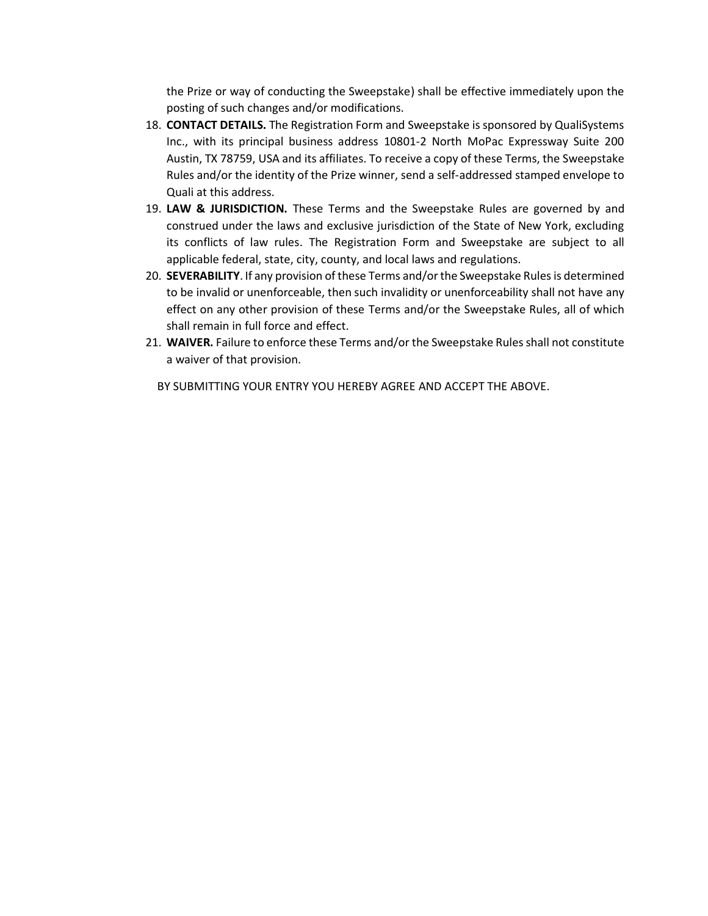the Prize or way of conducting the Sweepstake) shall be effective immediately upon the posting of such changes and/or modifications.

18. **CONTACT DETAILS.** The Registration Form and Sweepstake is sponsored by QualiSystems Inc., with its principal business address 10801-2 North MoPac Expressway Suite 200 Austin, TX 78759, USA and its affiliates. To receive a copy of these Terms, the Sweepstake Rules and/or the identity of the Prize winner, send a self-addressed stamped envelope to Quali at this address.
19. **LAW & JURISDICTION.** These Terms and the Sweepstake Rules are governed by and construed under the laws and exclusive jurisdiction of the State of New York, excluding its conflicts of law rules. The Registration Form and Sweepstake are subject to all applicable federal, state, city, county, and local laws and regulations.
20. **SEVERABILITY**. If any provision of these Terms and/or the Sweepstake Rules is determined to be invalid or unenforceable, then such invalidity or unenforceability shall not have any effect on any other provision of these Terms and/or the Sweepstake Rules, all of which shall remain in full force and effect.
21. **WAIVER.** Failure to enforce these Terms and/or the Sweepstake Rules shall not constitute a waiver of that provision.

BY SUBMITTING YOUR ENTRY YOU HEREBY AGREE AND ACCEPT THE ABOVE.